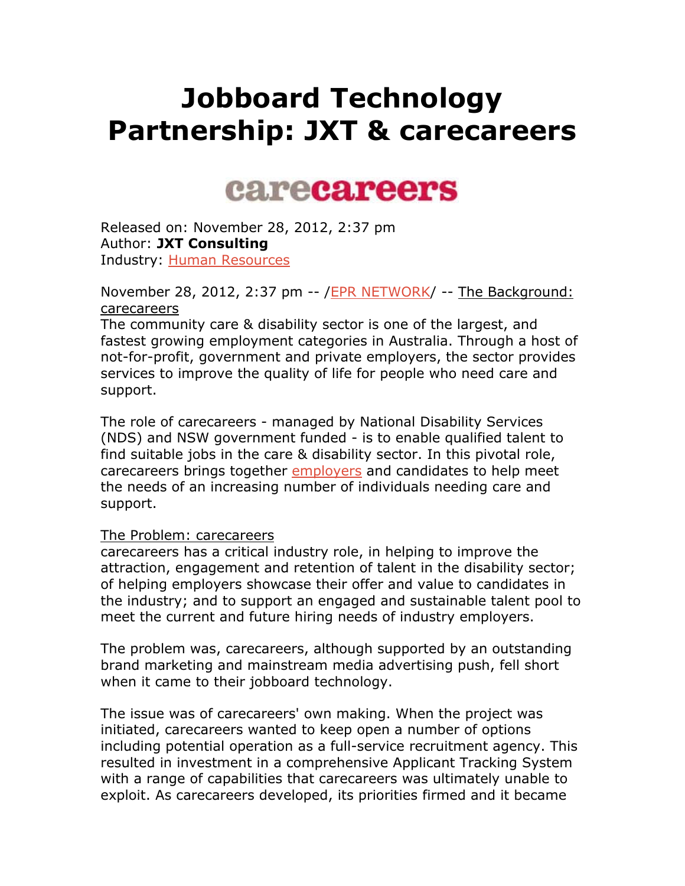# Jobboard Technology Partnership: JXT & carecareers

carecareers

Released on: November 28, 2012, 2:37 pm
Author: **JXT Consulting**
Industry: Human Resources

November 28, 2012, 2:37 pm -- /EPR NETWORK/ -- The Background: carecareers
The community care & disability sector is one of the largest, and fastest growing employment categories in Australia. Through a host of not-for-profit, government and private employers, the sector provides services to improve the quality of life for people who need care and support.

The role of carecareers - managed by National Disability Services (NDS) and NSW government funded - is to enable qualified talent to find suitable jobs in the care & disability sector. In this pivotal role, carecareers brings together employers and candidates to help meet the needs of an increasing number of individuals needing care and support.

The Problem: carecareers
carecareers has a critical industry role, in helping to improve the attraction, engagement and retention of talent in the disability sector; of helping employers showcase their offer and value to candidates in the industry; and to support an engaged and sustainable talent pool to meet the current and future hiring needs of industry employers.

The problem was, carecareers, although supported by an outstanding brand marketing and mainstream media advertising push, fell short when it came to their jobboard technology.

The issue was of carecareers' own making. When the project was initiated, carecareers wanted to keep open a number of options including potential operation as a full-service recruitment agency. This resulted in investment in a comprehensive Applicant Tracking System with a range of capabilities that carecareers was ultimately unable to exploit. As carecareers developed, its priorities firmed and it became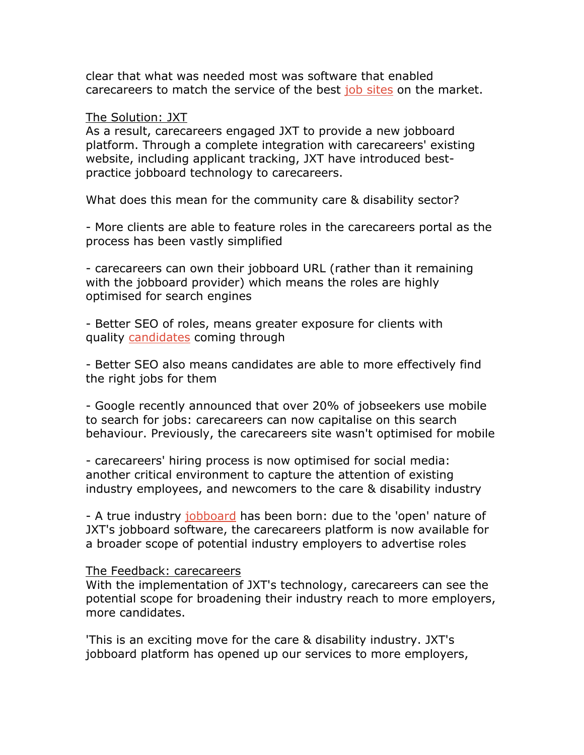clear that what was needed most was software that enabled carecareers to match the service of the best job sites on the market.

The Solution: JXT

As a result, carecareers engaged JXT to provide a new jobboard platform. Through a complete integration with carecareers' existing website, including applicant tracking, JXT have introduced best-practice jobboard technology to carecareers.

What does this mean for the community care & disability sector?

- More clients are able to feature roles in the carecareers portal as the process has been vastly simplified

- carecareers can own their jobboard URL (rather than it remaining with the jobboard provider) which means the roles are highly optimised for search engines

- Better SEO of roles, means greater exposure for clients with quality candidates coming through

- Better SEO also means candidates are able to more effectively find the right jobs for them

- Google recently announced that over 20% of jobseekers use mobile to search for jobs: carecareers can now capitalise on this search behaviour. Previously, the carecareers site wasn't optimised for mobile

- carecareers' hiring process is now optimised for social media: another critical environment to capture the attention of existing industry employees, and newcomers to the care & disability industry

- A true industry jobboard has been born: due to the 'open' nature of JXT's jobboard software, the carecareers platform is now available for a broader scope of potential industry employers to advertise roles

The Feedback: carecareers

With the implementation of JXT's technology, carecareers can see the potential scope for broadening their industry reach to more employers, more candidates.

'This is an exciting move for the care & disability industry. JXT's jobboard platform has opened up our services to more employers,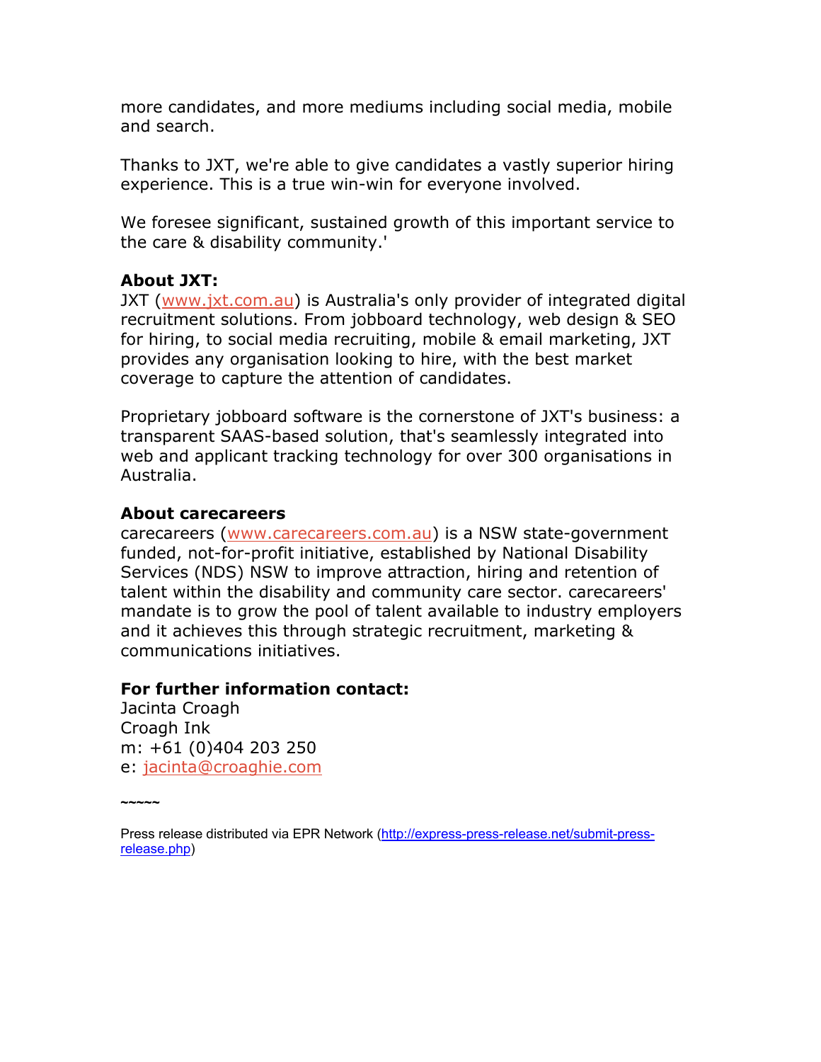more candidates, and more mediums including social media, mobile and search.

Thanks to JXT, we're able to give candidates a vastly superior hiring experience. This is a true win-win for everyone involved.

We foresee significant, sustained growth of this important service to the care & disability community.'

**About JXT:**
JXT (www.jxt.com.au) is Australia's only provider of integrated digital recruitment solutions. From jobboard technology, web design & SEO for hiring, to social media recruiting, mobile & email marketing, JXT provides any organisation looking to hire, with the best market coverage to capture the attention of candidates.

Proprietary jobboard software is the cornerstone of JXT's business: a transparent SAAS-based solution, that's seamlessly integrated into web and applicant tracking technology for over 300 organisations in Australia.

**About carecareers**
carecareers (www.carecareers.com.au) is a NSW state-government funded, not-for-profit initiative, established by National Disability Services (NDS) NSW to improve attraction, hiring and retention of talent within the disability and community care sector. carecareers' mandate is to grow the pool of talent available to industry employers and it achieves this through strategic recruitment, marketing & communications initiatives.

**For further information contact:**
Jacinta Croagh
Croagh Ink
m: +61 (0)404 203 250
e: jacinta@croaghie.com

~~~~~

Press release distributed via EPR Network (http://express-press-release.net/submit-press-release.php)